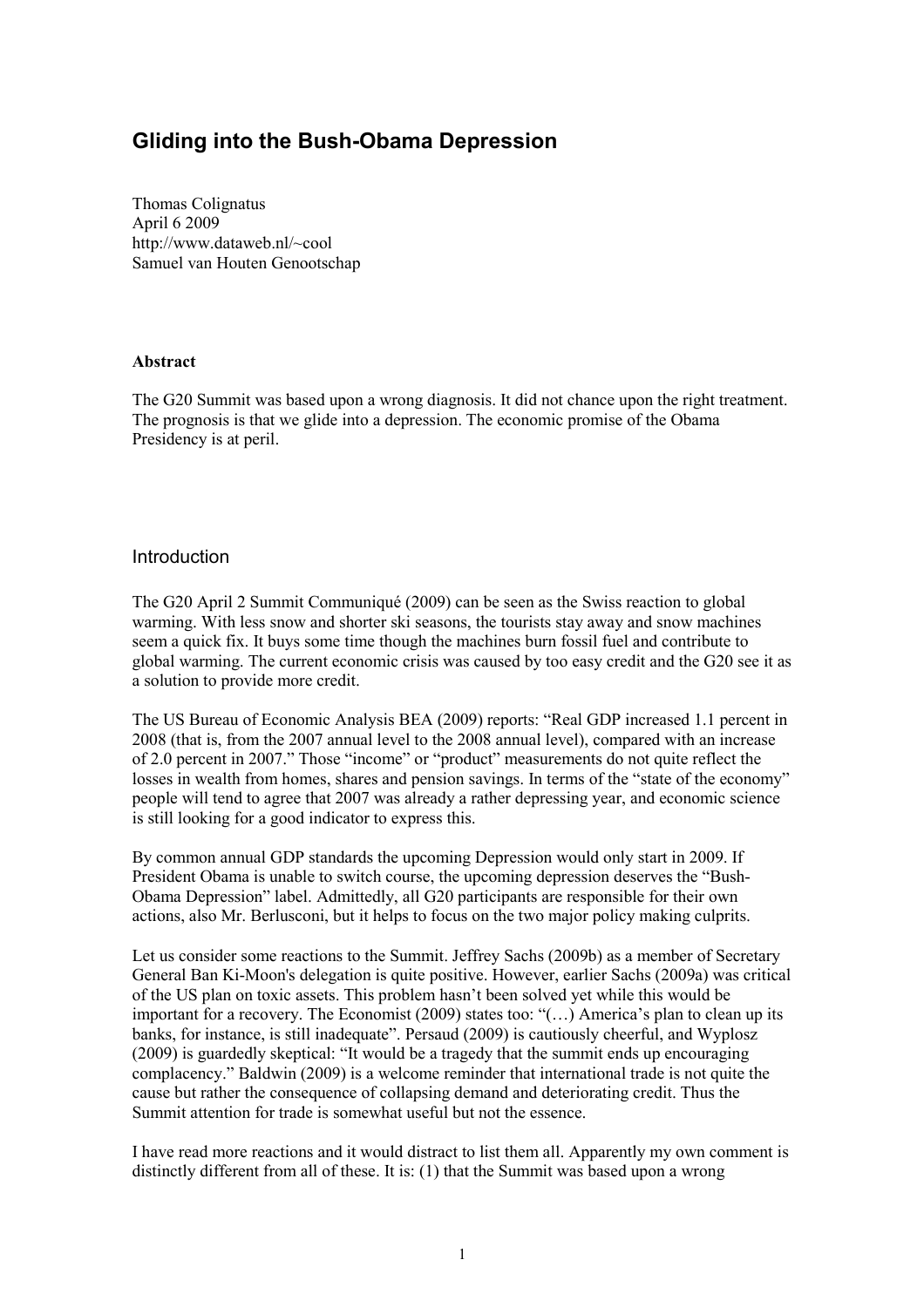# Gliding into the Bush-Obama Depression

Thomas Colignatus
April 6 2009
http://www.dataweb.nl/~cool
Samuel van Houten Genootschap

**Abstract**

The G20 Summit was based upon a wrong diagnosis. It did not chance upon the right treatment. The prognosis is that we glide into a depression. The economic promise of the Obama Presidency is at peril.

## Introduction

The G20 April 2 Summit Communiqué (2009) can be seen as the Swiss reaction to global warming. With less snow and shorter ski seasons, the tourists stay away and snow machines seem a quick fix. It buys some time though the machines burn fossil fuel and contribute to global warming. The current economic crisis was caused by too easy credit and the G20 see it as a solution to provide more credit.

The US Bureau of Economic Analysis BEA (2009) reports: "Real GDP increased 1.1 percent in 2008 (that is, from the 2007 annual level to the 2008 annual level), compared with an increase of 2.0 percent in 2007." Those "income" or "product" measurements do not quite reflect the losses in wealth from homes, shares and pension savings. In terms of the "state of the economy" people will tend to agree that 2007 was already a rather depressing year, and economic science is still looking for a good indicator to express this.

By common annual GDP standards the upcoming Depression would only start in 2009. If President Obama is unable to switch course, the upcoming depression deserves the "Bush-Obama Depression" label. Admittedly, all G20 participants are responsible for their own actions, also Mr. Berlusconi, but it helps to focus on the two major policy making culprits.

Let us consider some reactions to the Summit. Jeffrey Sachs (2009b) as a member of Secretary General Ban Ki-Moon's delegation is quite positive. However, earlier Sachs (2009a) was critical of the US plan on toxic assets. This problem hasn't been solved yet while this would be important for a recovery. The Economist (2009) states too: "(…) America's plan to clean up its banks, for instance, is still inadequate". Persaud (2009) is cautiously cheerful, and Wyplosz (2009) is guardedly skeptical: "It would be a tragedy that the summit ends up encouraging complacency." Baldwin (2009) is a welcome reminder that international trade is not quite the cause but rather the consequence of collapsing demand and deteriorating credit. Thus the Summit attention for trade is somewhat useful but not the essence.

I have read more reactions and it would distract to list them all. Apparently my own comment is distinctly different from all of these. It is: (1) that the Summit was based upon a wrong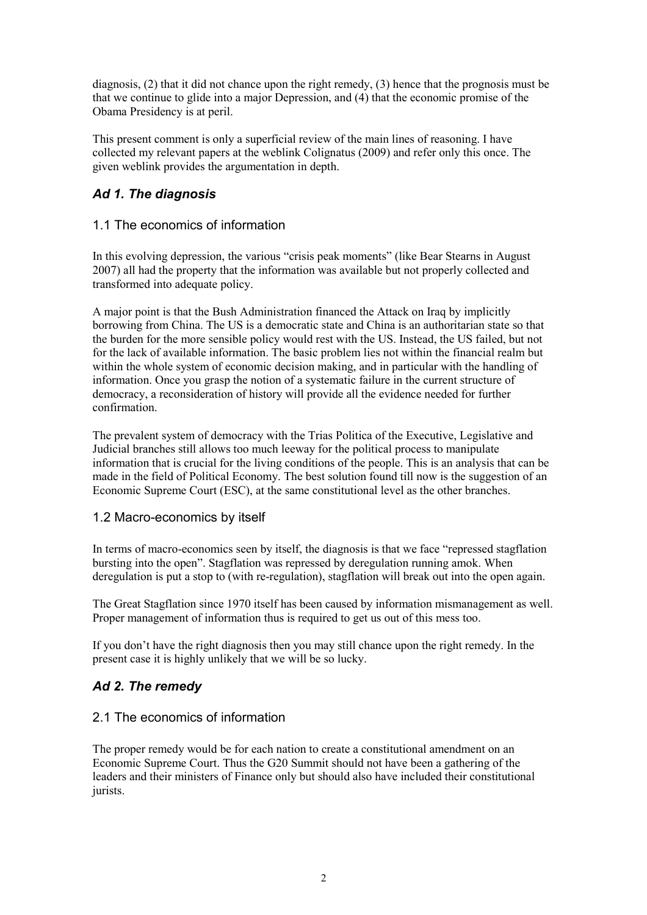diagnosis, (2) that it did not chance upon the right remedy, (3) hence that the prognosis must be that we continue to glide into a major Depression, and (4) that the economic promise of the Obama Presidency is at peril.

This present comment is only a superficial review of the main lines of reasoning. I have collected my relevant papers at the weblink Colignatus (2009) and refer only this once. The given weblink provides the argumentation in depth.

## *Ad 1. The diagnosis*

### 1.1 The economics of information

In this evolving depression, the various "crisis peak moments" (like Bear Stearns in August 2007) all had the property that the information was available but not properly collected and transformed into adequate policy.

A major point is that the Bush Administration financed the Attack on Iraq by implicitly borrowing from China. The US is a democratic state and China is an authoritarian state so that the burden for the more sensible policy would rest with the US. Instead, the US failed, but not for the lack of available information. The basic problem lies not within the financial realm but within the whole system of economic decision making, and in particular with the handling of information. Once you grasp the notion of a systematic failure in the current structure of democracy, a reconsideration of history will provide all the evidence needed for further confirmation.

The prevalent system of democracy with the Trias Politica of the Executive, Legislative and Judicial branches still allows too much leeway for the political process to manipulate information that is crucial for the living conditions of the people. This is an analysis that can be made in the field of Political Economy. The best solution found till now is the suggestion of an Economic Supreme Court (ESC), at the same constitutional level as the other branches.

### 1.2 Macro-economics by itself

In terms of macro-economics seen by itself, the diagnosis is that we face "repressed stagflation bursting into the open". Stagflation was repressed by deregulation running amok. When deregulation is put a stop to (with re-regulation), stagflation will break out into the open again.

The Great Stagflation since 1970 itself has been caused by information mismanagement as well. Proper management of information thus is required to get us out of this mess too.

If you don't have the right diagnosis then you may still chance upon the right remedy. In the present case it is highly unlikely that we will be so lucky.

## *Ad 2. The remedy*

### 2.1 The economics of information

The proper remedy would be for each nation to create a constitutional amendment on an Economic Supreme Court. Thus the G20 Summit should not have been a gathering of the leaders and their ministers of Finance only but should also have included their constitutional jurists.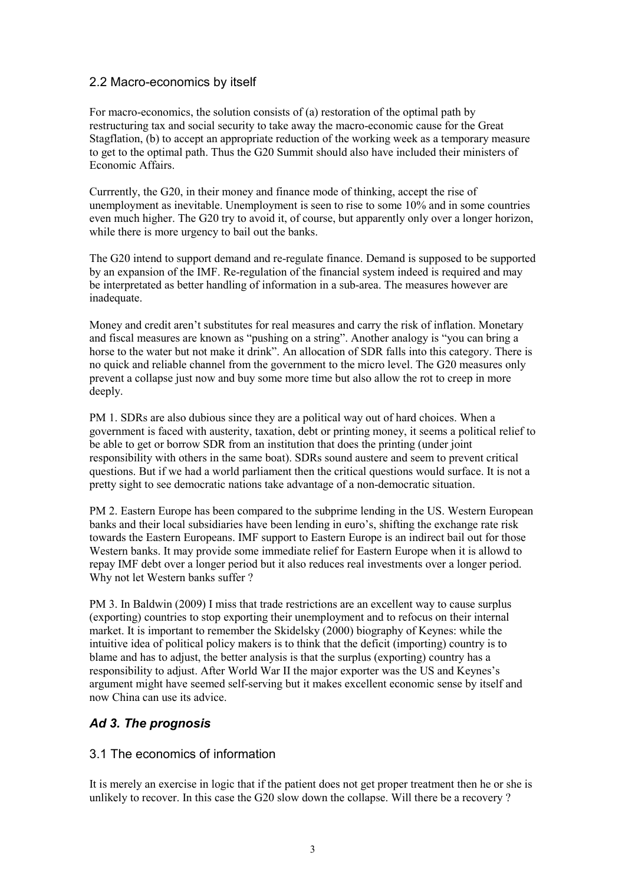### 2.2 Macro-economics by itself

For macro-economics, the solution consists of (a) restoration of the optimal path by restructuring tax and social security to take away the macro-economic cause for the Great Stagflation, (b) to accept an appropriate reduction of the working week as a temporary measure to get to the optimal path. Thus the G20 Summit should also have included their ministers of Economic Affairs.

Currrently, the G20, in their money and finance mode of thinking, accept the rise of unemployment as inevitable. Unemployment is seen to rise to some 10% and in some countries even much higher. The G20 try to avoid it, of course, but apparently only over a longer horizon, while there is more urgency to bail out the banks.

The G20 intend to support demand and re-regulate finance. Demand is supposed to be supported by an expansion of the IMF. Re-regulation of the financial system indeed is required and may be interpretated as better handling of information in a sub-area. The measures however are inadequate.

Money and credit aren't substitutes for real measures and carry the risk of inflation. Monetary and fiscal measures are known as "pushing on a string". Another analogy is "you can bring a horse to the water but not make it drink". An allocation of SDR falls into this category. There is no quick and reliable channel from the government to the micro level. The G20 measures only prevent a collapse just now and buy some more time but also allow the rot to creep in more deeply.

PM 1. SDRs are also dubious since they are a political way out of hard choices. When a government is faced with austerity, taxation, debt or printing money, it seems a political relief to be able to get or borrow SDR from an institution that does the printing (under joint responsibility with others in the same boat). SDRs sound austere and seem to prevent critical questions. But if we had a world parliament then the critical questions would surface. It is not a pretty sight to see democratic nations take advantage of a non-democratic situation.

PM 2. Eastern Europe has been compared to the subprime lending in the US. Western European banks and their local subsidiaries have been lending in euro's, shifting the exchange rate risk towards the Eastern Europeans. IMF support to Eastern Europe is an indirect bail out for those Western banks. It may provide some immediate relief for Eastern Europe when it is allowd to repay IMF debt over a longer period but it also reduces real investments over a longer period. Why not let Western banks suffer ?

PM 3. In Baldwin (2009) I miss that trade restrictions are an excellent way to cause surplus (exporting) countries to stop exporting their unemployment and to refocus on their internal market. It is important to remember the Skidelsky (2000) biography of Keynes: while the intuitive idea of political policy makers is to think that the deficit (importing) country is to blame and has to adjust, the better analysis is that the surplus (exporting) country has a responsibility to adjust. After World War II the major exporter was the US and Keynes's argument might have seemed self-serving but it makes excellent economic sense by itself and now China can use its advice.

## *Ad 3. The prognosis*

### 3.1 The economics of information

It is merely an exercise in logic that if the patient does not get proper treatment then he or she is unlikely to recover. In this case the G20 slow down the collapse. Will there be a recovery ?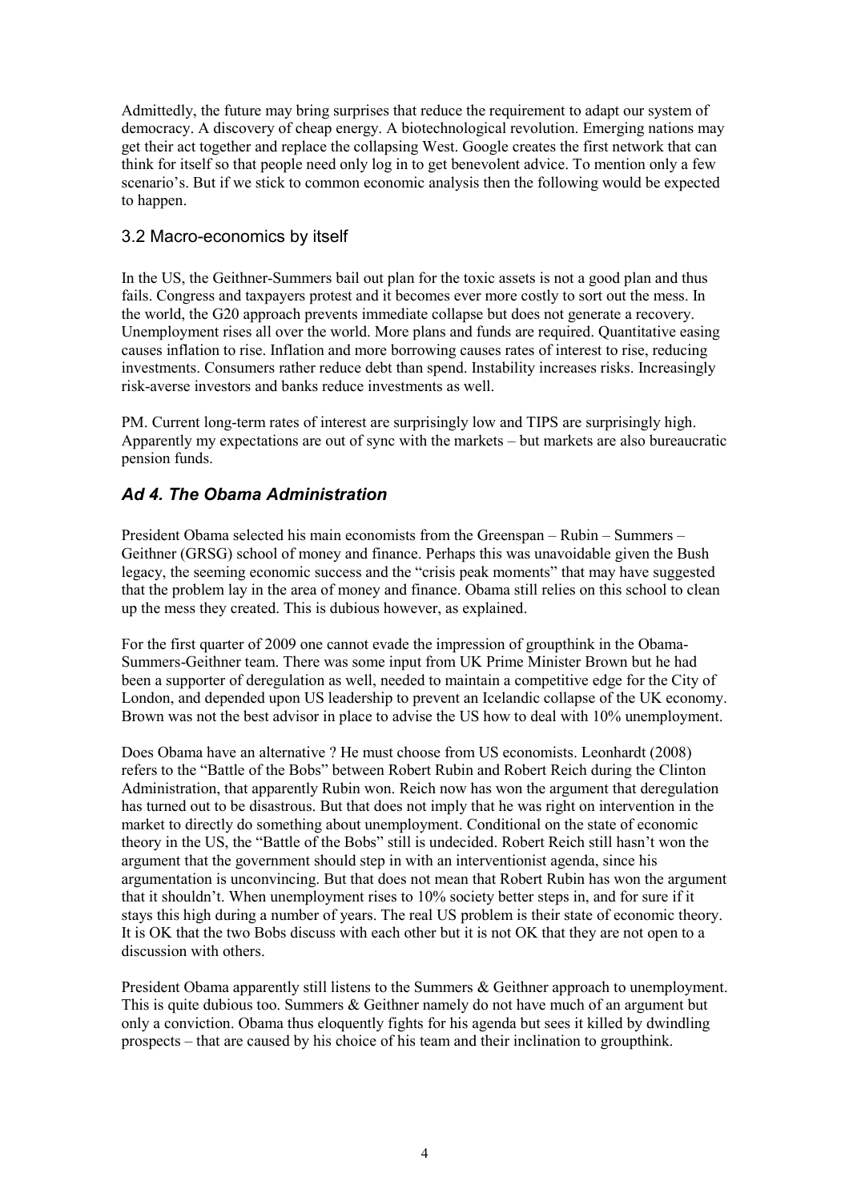Admittedly, the future may bring surprises that reduce the requirement to adapt our system of democracy. A discovery of cheap energy. A biotechnological revolution. Emerging nations may get their act together and replace the collapsing West. Google creates the first network that can think for itself so that people need only log in to get benevolent advice. To mention only a few scenario's. But if we stick to common economic analysis then the following would be expected to happen.

### 3.2 Macro-economics by itself

In the US, the Geithner-Summers bail out plan for the toxic assets is not a good plan and thus fails. Congress and taxpayers protest and it becomes ever more costly to sort out the mess. In the world, the G20 approach prevents immediate collapse but does not generate a recovery. Unemployment rises all over the world. More plans and funds are required. Quantitative easing causes inflation to rise. Inflation and more borrowing causes rates of interest to rise, reducing investments. Consumers rather reduce debt than spend. Instability increases risks. Increasingly risk-averse investors and banks reduce investments as well.

PM. Current long-term rates of interest are surprisingly low and TIPS are surprisingly high. Apparently my expectations are out of sync with the markets – but markets are also bureaucratic pension funds.

## *Ad 4. The Obama Administration*

President Obama selected his main economists from the Greenspan – Rubin – Summers – Geithner (GRSG) school of money and finance. Perhaps this was unavoidable given the Bush legacy, the seeming economic success and the "crisis peak moments" that may have suggested that the problem lay in the area of money and finance. Obama still relies on this school to clean up the mess they created. This is dubious however, as explained.

For the first quarter of 2009 one cannot evade the impression of groupthink in the Obama-Summers-Geithner team. There was some input from UK Prime Minister Brown but he had been a supporter of deregulation as well, needed to maintain a competitive edge for the City of London, and depended upon US leadership to prevent an Icelandic collapse of the UK economy. Brown was not the best advisor in place to advise the US how to deal with 10% unemployment.

Does Obama have an alternative ? He must choose from US economists. Leonhardt (2008) refers to the "Battle of the Bobs" between Robert Rubin and Robert Reich during the Clinton Administration, that apparently Rubin won. Reich now has won the argument that deregulation has turned out to be disastrous. But that does not imply that he was right on intervention in the market to directly do something about unemployment. Conditional on the state of economic theory in the US, the "Battle of the Bobs" still is undecided. Robert Reich still hasn't won the argument that the government should step in with an interventionist agenda, since his argumentation is unconvincing. But that does not mean that Robert Rubin has won the argument that it shouldn't. When unemployment rises to 10% society better steps in, and for sure if it stays this high during a number of years. The real US problem is their state of economic theory. It is OK that the two Bobs discuss with each other but it is not OK that they are not open to a discussion with others.

President Obama apparently still listens to the Summers & Geithner approach to unemployment. This is quite dubious too. Summers & Geithner namely do not have much of an argument but only a conviction. Obama thus eloquently fights for his agenda but sees it killed by dwindling prospects – that are caused by his choice of his team and their inclination to groupthink.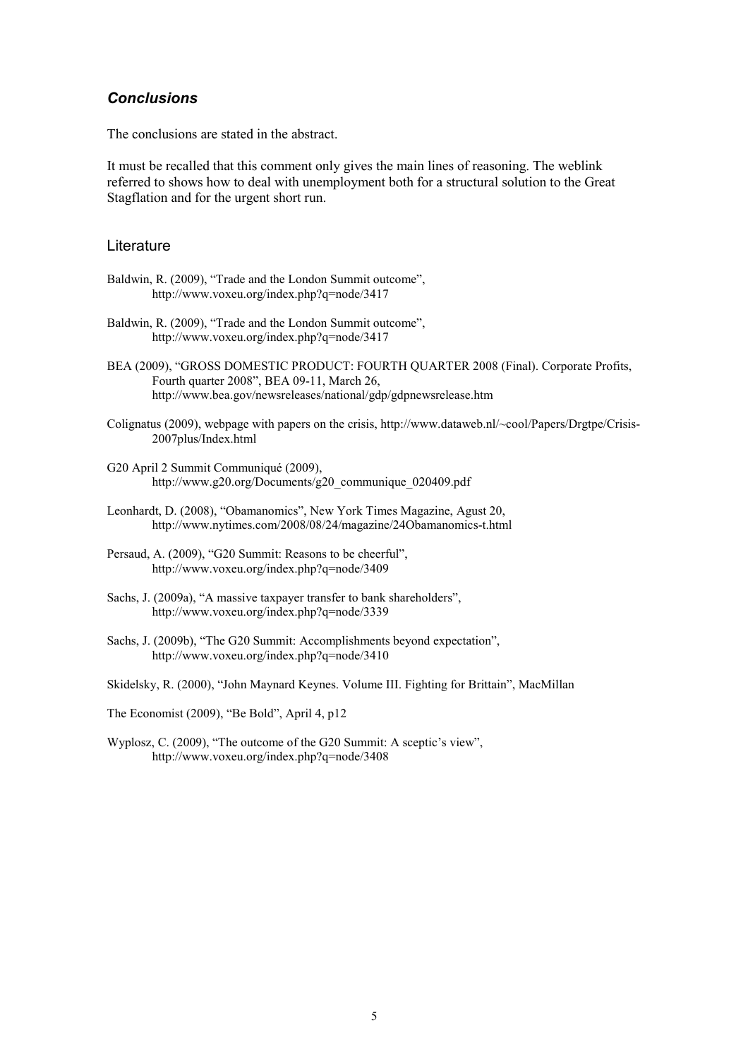### *Conclusions*

The conclusions are stated in the abstract.

It must be recalled that this comment only gives the main lines of reasoning. The weblink referred to shows how to deal with unemployment both for a structural solution to the Great Stagflation and for the urgent short run.

## Literature

Baldwin, R. (2009), "Trade and the London Summit outcome", http://www.voxeu.org/index.php?q=node/3417

Baldwin, R. (2009), "Trade and the London Summit outcome", http://www.voxeu.org/index.php?q=node/3417

BEA (2009), "GROSS DOMESTIC PRODUCT: FOURTH QUARTER 2008 (Final). Corporate Profits, Fourth quarter 2008", BEA 09-11, March 26, http://www.bea.gov/newsreleases/national/gdp/gdpnewsrelease.htm

Colignatus (2009), webpage with papers on the crisis, http://www.dataweb.nl/~cool/Papers/Drgtpe/Crisis-2007plus/Index.html

G20 April 2 Summit Communiqué (2009), http://www.g20.org/Documents/g20_communique_020409.pdf

Leonhardt, D. (2008), "Obamanomics", New York Times Magazine, Agust 20, http://www.nytimes.com/2008/08/24/magazine/24Obamanomics-t.html

Persaud, A. (2009), "G20 Summit: Reasons to be cheerful", http://www.voxeu.org/index.php?q=node/3409

Sachs, J. (2009a), "A massive taxpayer transfer to bank shareholders", http://www.voxeu.org/index.php?q=node/3339

Sachs, J. (2009b), "The G20 Summit: Accomplishments beyond expectation", http://www.voxeu.org/index.php?q=node/3410

Skidelsky, R. (2000), "John Maynard Keynes. Volume III. Fighting for Brittain", MacMillan

The Economist (2009), "Be Bold", April 4, p12

Wyplosz, C. (2009), "The outcome of the G20 Summit: A sceptic's view", http://www.voxeu.org/index.php?q=node/3408